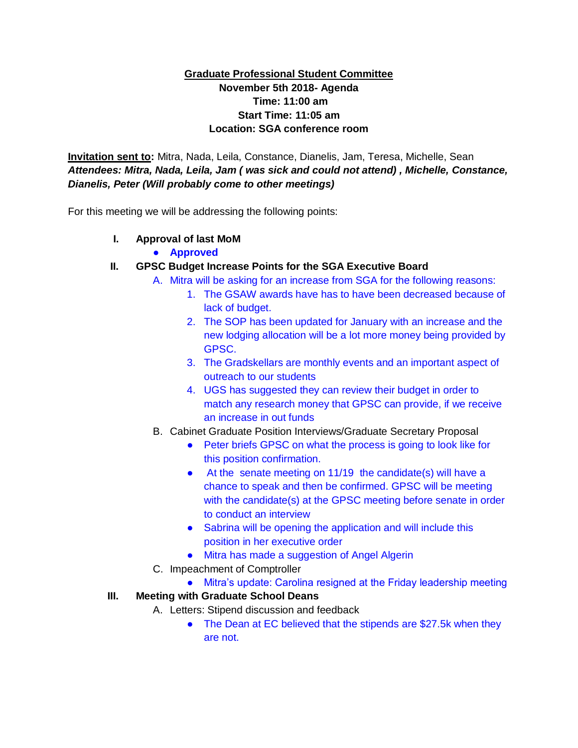**Graduate Professional Student Committee**
**November 5th 2018- Agenda**
**Time: 11:00 am**
**Start Time: 11:05 am**
**Location: SGA conference room**

**Invitation sent to:** Mitra, Nada, Leila, Constance, Dianelis, Jam, Teresa, Michelle, Sean
***Attendees: Mitra, Nada, Leila, Jam ( was sick and could not attend) , Michelle, Constance, Dianelis, Peter (Will probably come to other meetings)***

For this meeting we will be addressing the following points:

I. **Approval of last MoM**
   - **Approved**

II. **GPSC Budget Increase Points for the SGA Executive Board**
   A. Mitra will be asking for an increase from SGA for the following reasons:
      1. The GSAW awards have has to have been decreased because of lack of budget.
      2. The SOP has been updated for January with an increase and the new lodging allocation will be a lot more money being provided by GPSC.
      3. The Gradskellars are monthly events and an important aspect of outreach to our students
      4. UGS has suggested they can review their budget in order to match any research money that GPSC can provide, if we receive an increase in out funds

   B. Cabinet Graduate Position Interviews/Graduate Secretary Proposal
      - Peter briefs GPSC on what the process is going to look like for this position confirmation.
      - At the senate meeting on 11/19 the candidate(s) will have a chance to speak and then be confirmed. GPSC will be meeting with the candidate(s) at the GPSC meeting before senate in order to conduct an interview
      - Sabrina will be opening the application and will include this position in her executive order
      - Mitra has made a suggestion of Angel Algerin

   C. Impeachment of Comptroller
      - Mitra's update: Carolina resigned at the Friday leadership meeting

III. **Meeting with Graduate School Deans**
   A. Letters: Stipend discussion and feedback
      - The Dean at EC believed that the stipends are $27.5k when they are not.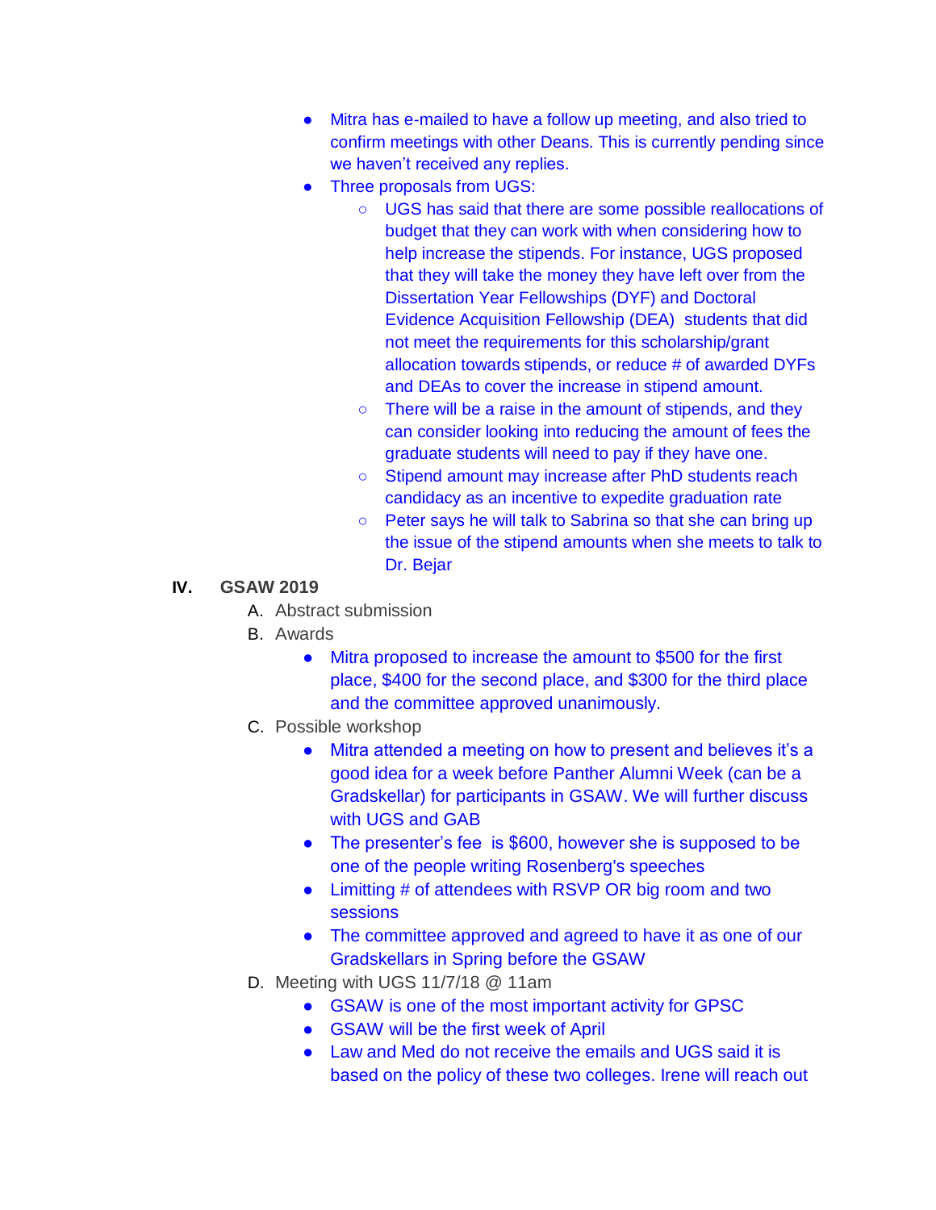- Mitra has e-mailed to have a follow up meeting, and also tried to confirm meetings with other Deans. This is currently pending since we haven't received any replies.
- Three proposals from UGS:
    - UGS has said that there are some possible reallocations of budget that they can work with when considering how to help increase the stipends. For instance, UGS proposed that they will take the money they have left over from the Dissertation Year Fellowships (DYF) and Doctoral Evidence Acquisition Fellowship (DEA) students that did not meet the requirements for this scholarship/grant allocation towards stipends, or reduce # of awarded DYFs and DEAs to cover the increase in stipend amount.
    - There will be a raise in the amount of stipends, and they can consider looking into reducing the amount of fees the graduate students will need to pay if they have one.
    - Stipend amount may increase after PhD students reach candidacy as an incentive to expedite graduation rate
    - Peter says he will talk to Sabrina so that she can bring up the issue of the stipend amounts when she meets to talk to Dr. Bejar

## IV. GSAW 2019

A. Abstract submission

B. Awards

- Mitra proposed to increase the amount to $500 for the first place, $400 for the second place, and $300 for the third place and the committee approved unanimously.

C. Possible workshop

- Mitra attended a meeting on how to present and believes it's a good idea for a week before Panther Alumni Week (can be a Gradskellar) for participants in GSAW. We will further discuss with UGS and GAB
- The presenter's fee is $600, however she is supposed to be one of the people writing Rosenberg's speeches
- Limitting # of attendees with RSVP OR big room and two sessions
- The committee approved and agreed to have it as one of our Gradskellars in Spring before the GSAW

D. Meeting with UGS 11/7/18 @ 11am

- GSAW is one of the most important activity for GPSC
- GSAW will be the first week of April
- Law and Med do not receive the emails and UGS said it is based on the policy of these two colleges. Irene will reach out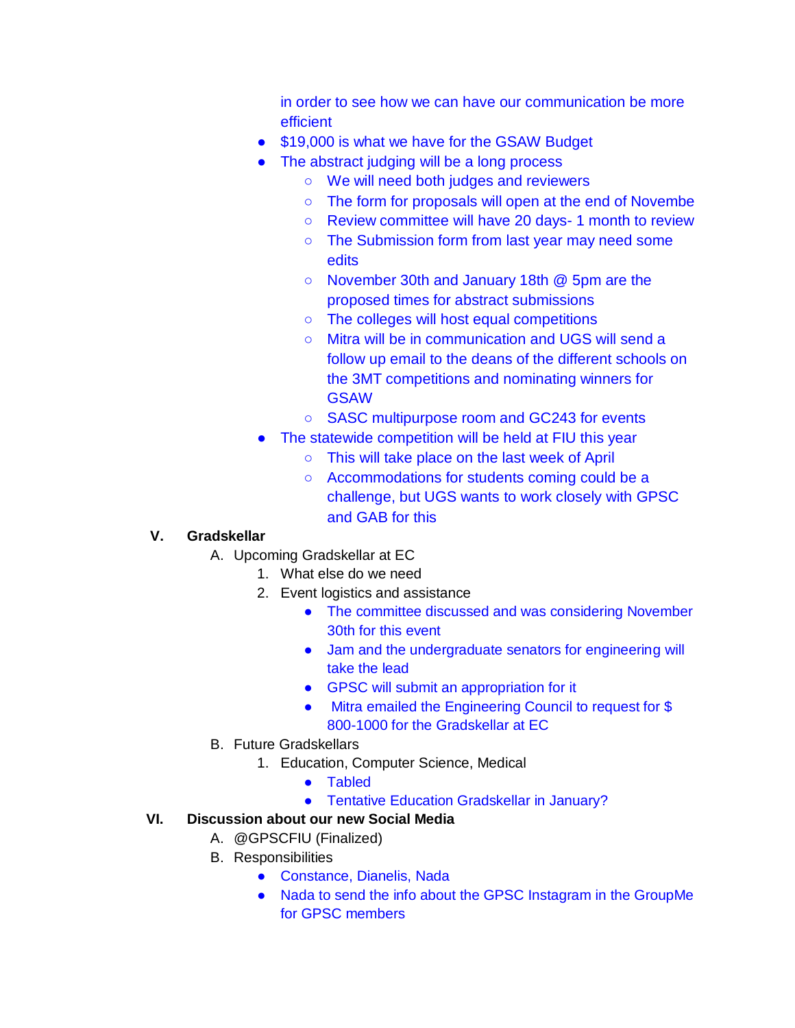in order to see how we can have our communication be more efficient

- $19,000 is what we have for the GSAW Budget
- The abstract judging will be a long process
    - We will need both judges and reviewers
    - The form for proposals will open at the end of Novembe
    - Review committee will have 20 days- 1 month to review
    - The Submission form from last year may need some edits
    - November 30th and January 18th @ 5pm are the proposed times for abstract submissions
    - The colleges will host equal competitions
    - Mitra will be in communication and UGS will send a follow up email to the deans of the different schools on the 3MT competitions and nominating winners for GSAW
    - SASC multipurpose room and GC243 for events
- The statewide competition will be held at FIU this year
    - This will take place on the last week of April
    - Accommodations for students coming could be a challenge, but UGS wants to work closely with GPSC and GAB for this

**V. Gradskellar**

A. Upcoming Gradskellar at EC

1. What else do we need
2. Event logistics and assistance
    - The committee discussed and was considering November 30th for this event
    - Jam and the undergraduate senators for engineering will take the lead
    - GPSC will submit an appropriation for it
    - Mitra emailed the Engineering Council to request for $ 800-1000 for the Gradskellar at EC

B. Future Gradskellars

1. Education, Computer Science, Medical
    - Tabled
    - Tentative Education Gradskellar in January?

**VI. Discussion about our new Social Media**

A. @GPSCFIU (Finalized)

B. Responsibilities

- Constance, Dianelis, Nada
- Nada to send the info about the GPSC Instagram in the GroupMe for GPSC members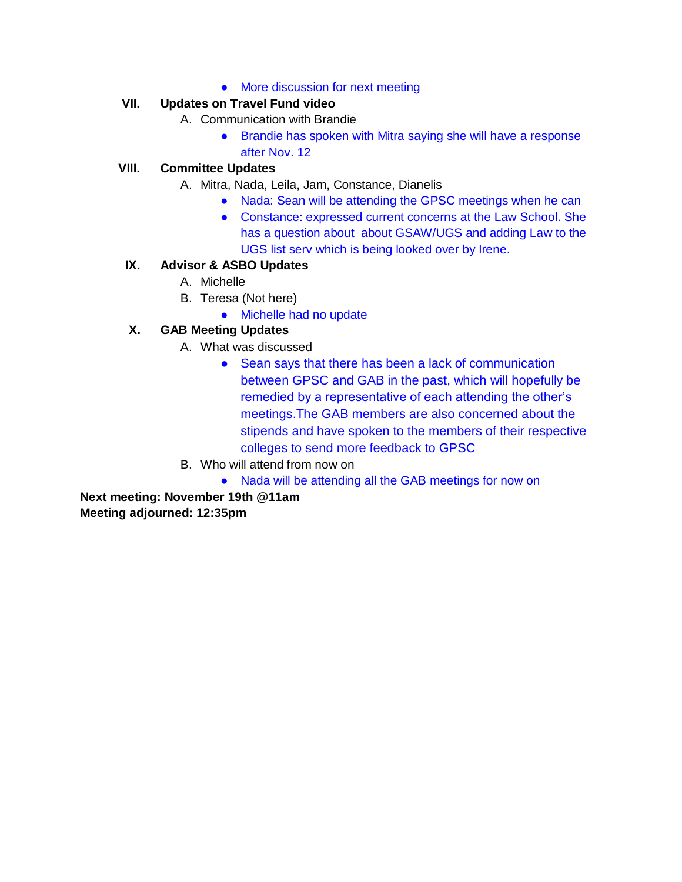- More discussion for next meeting

**VII. Updates on Travel Fund video**

A. Communication with Brandie

- Brandie has spoken with Mitra saying she will have a response after Nov. 12

**VIII. Committee Updates**

A. Mitra, Nada, Leila, Jam, Constance, Dianelis

- Nada: Sean will be attending the GPSC meetings when he can
- Constance: expressed current concerns at the Law School. She has a question about  about GSAW/UGS and adding Law to the UGS list serv which is being looked over by Irene.

**IX. Advisor & ASBO Updates**

A. Michelle

B. Teresa (Not here)

- Michelle had no update

**X. GAB Meeting Updates**

A. What was discussed

- Sean says that there has been a lack of communication between GPSC and GAB in the past, which will hopefully be remedied by a representative of each attending the other's meetings.The GAB members are also concerned about the stipends and have spoken to the members of their respective colleges to send more feedback to GPSC

B. Who will attend from now on

- Nada will be attending all the GAB meetings for now on

**Next meeting: November 19th @11am**
**Meeting adjourned: 12:35pm**